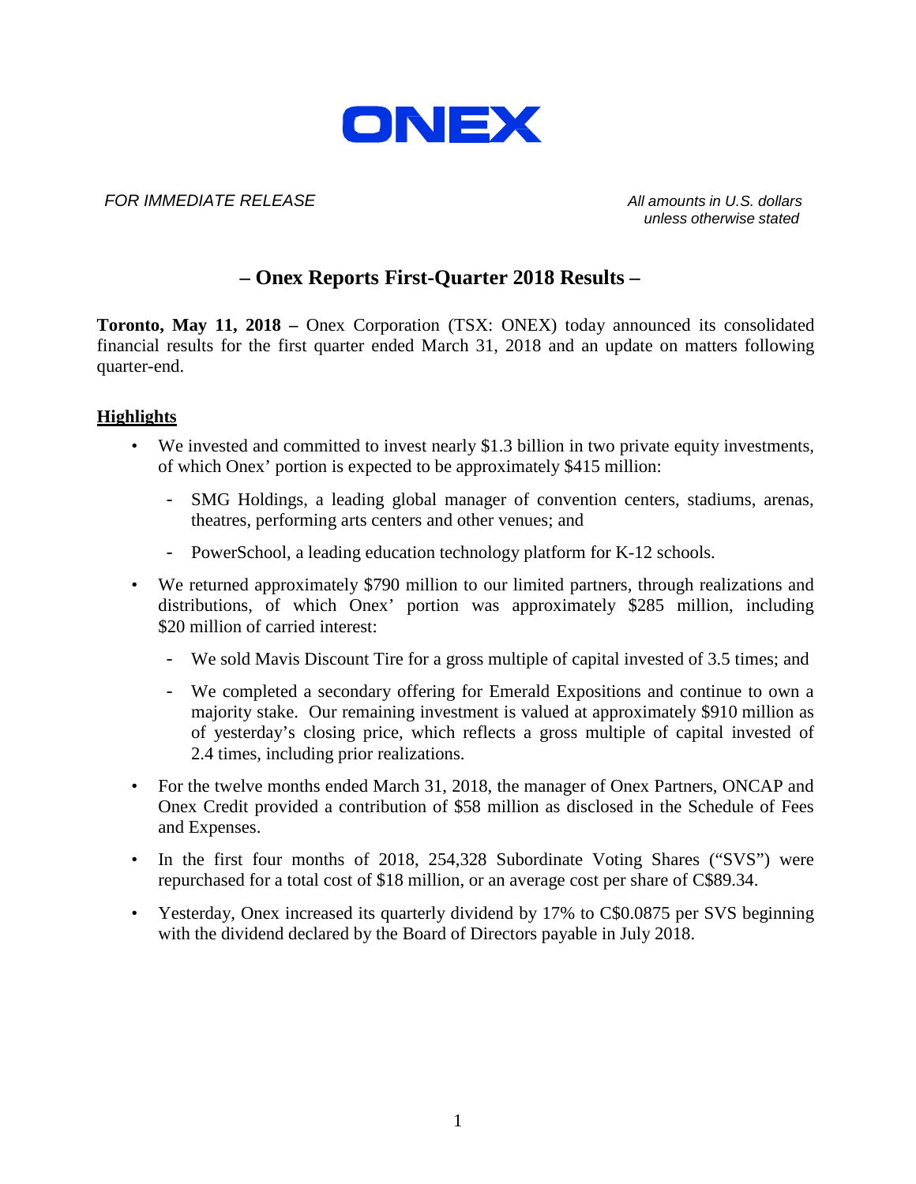# ONEX

*FOR IMMEDIATE RELEASE*

*All amounts in U.S. dollars unless otherwise stated*

## – Onex Reports First-Quarter 2018 Results –

**Toronto, May 11, 2018 –** Onex Corporation (TSX: ONEX) today announced its consolidated financial results for the first quarter ended March 31, 2018 and an update on matters following quarter-end.

### Highlights

- We invested and committed to invest nearly $1.3 billion in two private equity investments, of which Onex' portion is expected to be approximately $415 million:
  - SMG Holdings, a leading global manager of convention centers, stadiums, arenas, theatres, performing arts centers and other venues; and
  - PowerSchool, a leading education technology platform for K-12 schools.
- We returned approximately $790 million to our limited partners, through realizations and distributions, of which Onex' portion was approximately $285 million, including $20 million of carried interest:
  - We sold Mavis Discount Tire for a gross multiple of capital invested of 3.5 times; and
  - We completed a secondary offering for Emerald Expositions and continue to own a majority stake. Our remaining investment is valued at approximately $910 million as of yesterday's closing price, which reflects a gross multiple of capital invested of 2.4 times, including prior realizations.
- For the twelve months ended March 31, 2018, the manager of Onex Partners, ONCAP and Onex Credit provided a contribution of $58 million as disclosed in the Schedule of Fees and Expenses.
- In the first four months of 2018, 254,328 Subordinate Voting Shares ("SVS") were repurchased for a total cost of $18 million, or an average cost per share of C$89.34.
- Yesterday, Onex increased its quarterly dividend by 17% to C$0.0875 per SVS beginning with the dividend declared by the Board of Directors payable in July 2018.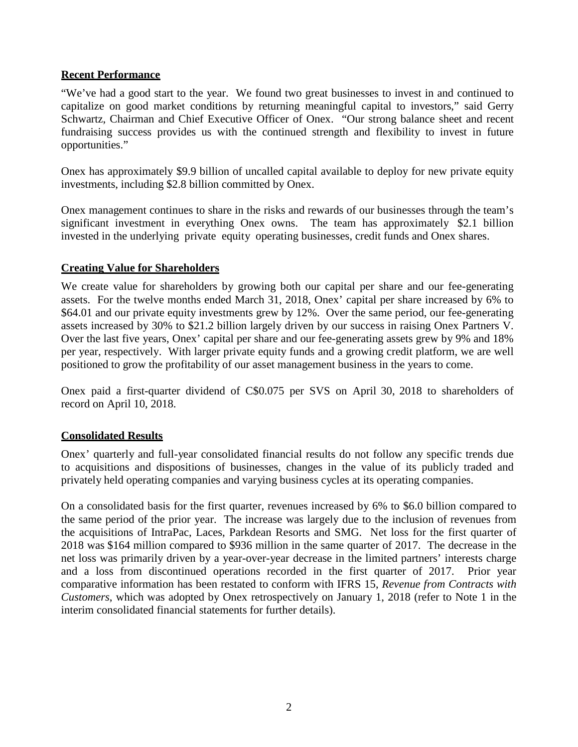## Recent Performance

"We've had a good start to the year. We found two great businesses to invest in and continued to capitalize on good market conditions by returning meaningful capital to investors," said Gerry Schwartz, Chairman and Chief Executive Officer of Onex. "Our strong balance sheet and recent fundraising success provides us with the continued strength and flexibility to invest in future opportunities."

Onex has approximately $9.9 billion of uncalled capital available to deploy for new private equity investments, including $2.8 billion committed by Onex.

Onex management continues to share in the risks and rewards of our businesses through the team's significant investment in everything Onex owns. The team has approximately $2.1 billion invested in the underlying private equity operating businesses, credit funds and Onex shares.

## Creating Value for Shareholders

We create value for shareholders by growing both our capital per share and our fee-generating assets. For the twelve months ended March 31, 2018, Onex' capital per share increased by 6% to $64.01 and our private equity investments grew by 12%. Over the same period, our fee-generating assets increased by 30% to $21.2 billion largely driven by our success in raising Onex Partners V. Over the last five years, Onex' capital per share and our fee-generating assets grew by 9% and 18% per year, respectively. With larger private equity funds and a growing credit platform, we are well positioned to grow the profitability of our asset management business in the years to come.

Onex paid a first-quarter dividend of C$0.075 per SVS on April 30, 2018 to shareholders of record on April 10, 2018.

## Consolidated Results

Onex' quarterly and full-year consolidated financial results do not follow any specific trends due to acquisitions and dispositions of businesses, changes in the value of its publicly traded and privately held operating companies and varying business cycles at its operating companies.

On a consolidated basis for the first quarter, revenues increased by 6% to $6.0 billion compared to the same period of the prior year. The increase was largely due to the inclusion of revenues from the acquisitions of IntraPac, Laces, Parkdean Resorts and SMG. Net loss for the first quarter of 2018 was $164 million compared to $936 million in the same quarter of 2017. The decrease in the net loss was primarily driven by a year-over-year decrease in the limited partners' interests charge and a loss from discontinued operations recorded in the first quarter of 2017. Prior year comparative information has been restated to conform with IFRS 15, *Revenue from Contracts with Customers*, which was adopted by Onex retrospectively on January 1, 2018 (refer to Note 1 in the interim consolidated financial statements for further details).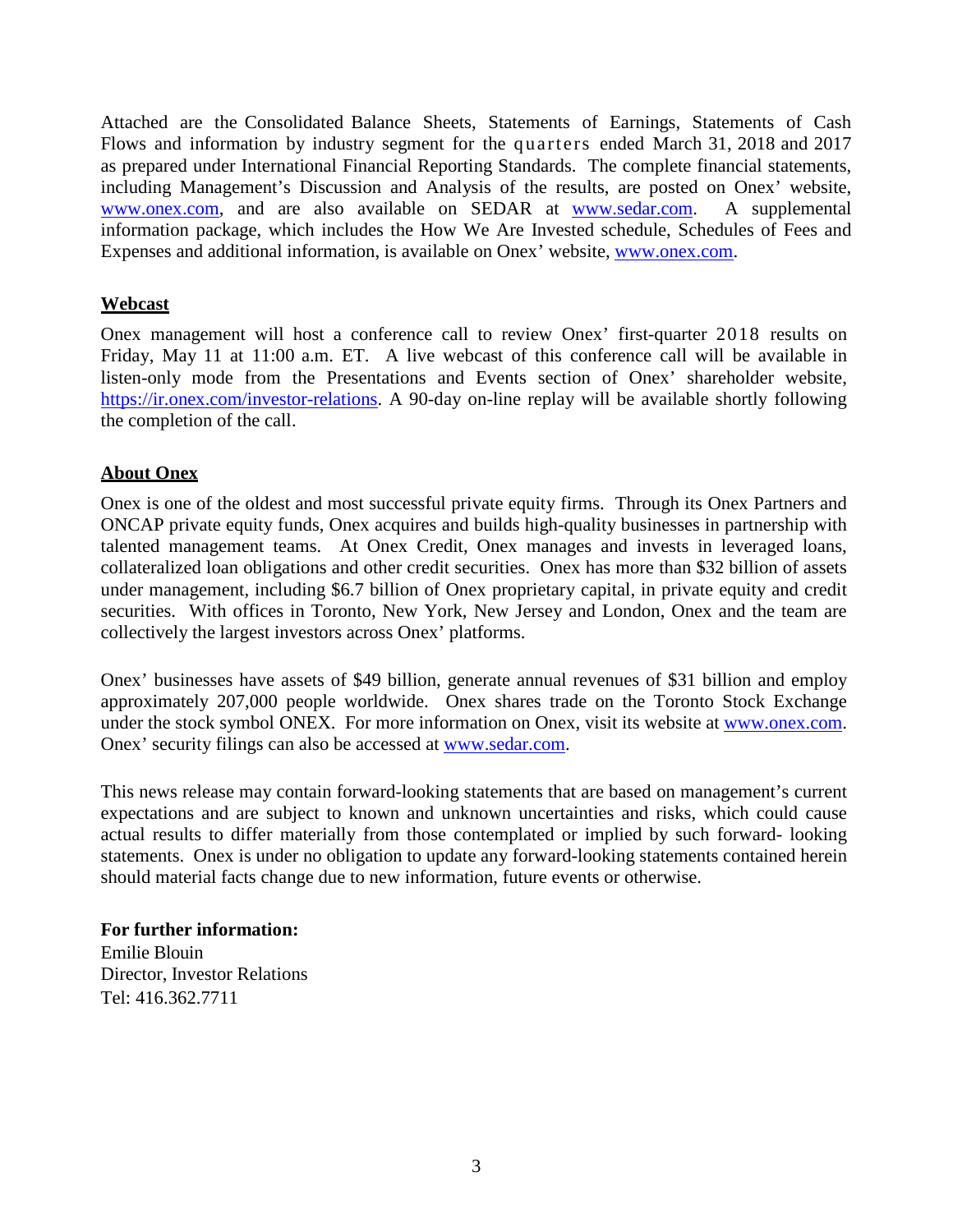Attached are the Consolidated Balance Sheets, Statements of Earnings, Statements of Cash Flows and information by industry segment for the quarters ended March 31, 2018 and 2017 as prepared under International Financial Reporting Standards. The complete financial statements, including Management's Discussion and Analysis of the results, are posted on Onex' website, www.onex.com, and are also available on SEDAR at www.sedar.com. A supplemental information package, which includes the How We Are Invested schedule, Schedules of Fees and Expenses and additional information, is available on Onex' website, www.onex.com.

## Webcast

Onex management will host a conference call to review Onex' first-quarter 2018 results on Friday, May 11 at 11:00 a.m. ET. A live webcast of this conference call will be available in listen-only mode from the Presentations and Events section of Onex' shareholder website, https://ir.onex.com/investor-relations. A 90-day on-line replay will be available shortly following the completion of the call.

## About Onex

Onex is one of the oldest and most successful private equity firms. Through its Onex Partners and ONCAP private equity funds, Onex acquires and builds high-quality businesses in partnership with talented management teams. At Onex Credit, Onex manages and invests in leveraged loans, collateralized loan obligations and other credit securities. Onex has more than $32 billion of assets under management, including $6.7 billion of Onex proprietary capital, in private equity and credit securities. With offices in Toronto, New York, New Jersey and London, Onex and the team are collectively the largest investors across Onex' platforms.

Onex' businesses have assets of $49 billion, generate annual revenues of $31 billion and employ approximately 207,000 people worldwide. Onex shares trade on the Toronto Stock Exchange under the stock symbol ONEX. For more information on Onex, visit its website at www.onex.com. Onex' security filings can also be accessed at www.sedar.com.

This news release may contain forward-looking statements that are based on management's current expectations and are subject to known and unknown uncertainties and risks, which could cause actual results to differ materially from those contemplated or implied by such forward- looking statements. Onex is under no obligation to update any forward-looking statements contained herein should material facts change due to new information, future events or otherwise.

**For further information:**
Emilie Blouin
Director, Investor Relations
Tel: 416.362.7711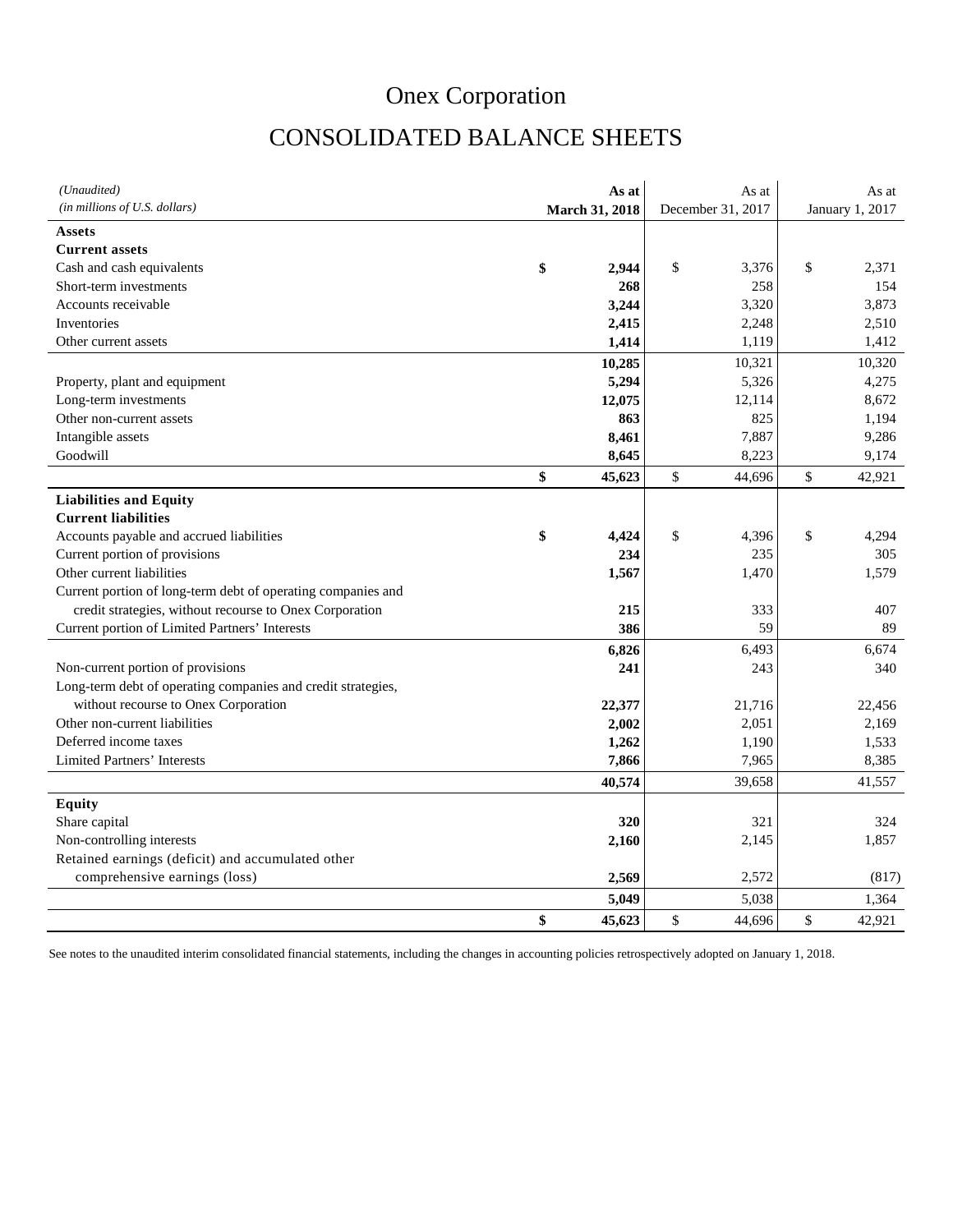# Onex Corporation

## CONSOLIDATED BALANCE SHEETS

| *(Unaudited)* *(in millions of U.S. dollars)* | **As at March 31, 2018** | As at December 31, 2017 | As at January 1, 2017 |
|---|---|---|---|
| **Assets** | | | |
| **Current assets** | | | |
| Cash and cash equivalents | **$ 2,944** | $ 3,376 | $ 2,371 |
| Short-term investments | **268** | 258 | 154 |
| Accounts receivable | **3,244** | 3,320 | 3,873 |
| Inventories | **2,415** | 2,248 | 2,510 |
| Other current assets | **1,414** | 1,119 | 1,412 |
| | **10,285** | 10,321 | 10,320 |
| Property, plant and equipment | **5,294** | 5,326 | 4,275 |
| Long-term investments | **12,075** | 12,114 | 8,672 |
| Other non-current assets | **863** | 825 | 1,194 |
| Intangible assets | **8,461** | 7,887 | 9,286 |
| Goodwill | **8,645** | 8,223 | 9,174 |
| | **$ 45,623** | $ 44,696 | $ 42,921 |
| **Liabilities and Equity** | | | |
| **Current liabilities** | | | |
| Accounts payable and accrued liabilities | **$ 4,424** | $ 4,396 | $ 4,294 |
| Current portion of provisions | **234** | 235 | 305 |
| Other current liabilities | **1,567** | 1,470 | 1,579 |
| Current portion of long-term debt of operating companies and credit strategies, without recourse to Onex Corporation | **215** | 333 | 407 |
| Current portion of Limited Partners' Interests | **386** | 59 | 89 |
| | **6,826** | 6,493 | 6,674 |
| Non-current portion of provisions | **241** | 243 | 340 |
| Long-term debt of operating companies and credit strategies, without recourse to Onex Corporation | **22,377** | 21,716 | 22,456 |
| Other non-current liabilities | **2,002** | 2,051 | 2,169 |
| Deferred income taxes | **1,262** | 1,190 | 1,533 |
| Limited Partners' Interests | **7,866** | 7,965 | 8,385 |
| | **40,574** | 39,658 | 41,557 |
| **Equity** | | | |
| Share capital | **320** | 321 | 324 |
| Non-controlling interests | **2,160** | 2,145 | 1,857 |
| Retained earnings (deficit) and accumulated other comprehensive earnings (loss) | **2,569** | 2,572 | (817) |
| | **5,049** | 5,038 | 1,364 |
| | **$ 45,623** | $ 44,696 | $ 42,921 |

See notes to the unaudited interim consolidated financial statements, including the changes in accounting policies retrospectively adopted on January 1, 2018.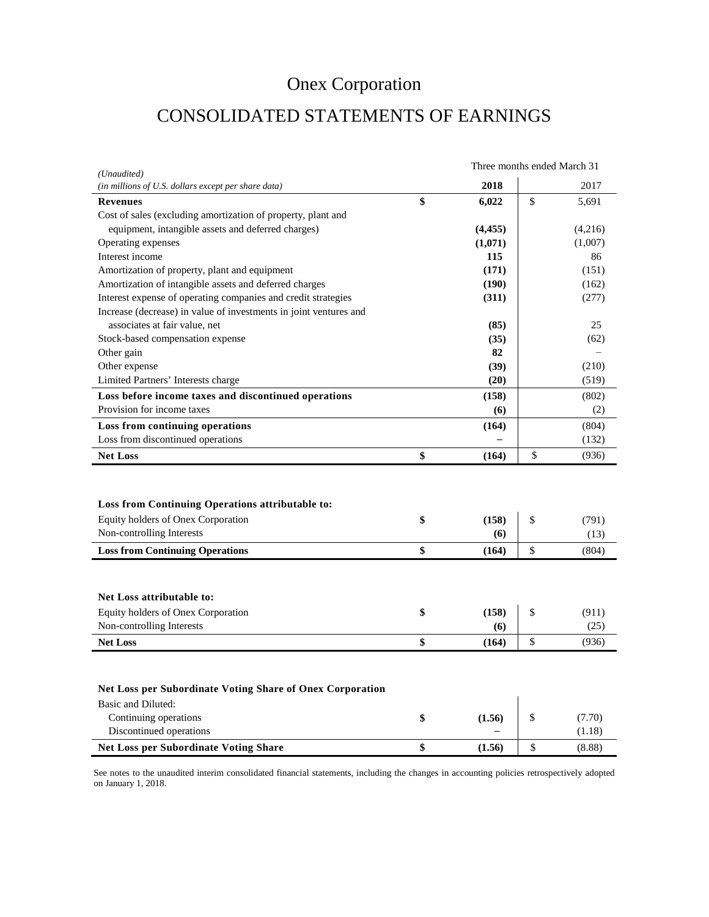# Onex Corporation

# CONSOLIDATED STATEMENTS OF EARNINGS

| *(Unaudited)* *(in millions of U.S. dollars except per share data)* | Three months ended March 31 2018 | 2017 |
|---|---|---|
| **Revenues** | **$ 6,022** | $ 5,691 |
| Cost of sales (excluding amortization of property, plant and equipment, intangible assets and deferred charges) | **(4,455)** | (4,216) |
| Operating expenses | **(1,071)** | (1,007) |
| Interest income | **115** | 86 |
| Amortization of property, plant and equipment | **(171)** | (151) |
| Amortization of intangible assets and deferred charges | **(190)** | (162) |
| Interest expense of operating companies and credit strategies | **(311)** | (277) |
| Increase (decrease) in value of investments in joint ventures and associates at fair value, net | **(85)** | 25 |
| Stock-based compensation expense | **(35)** | (62) |
| Other gain | **82** | – |
| Other expense | **(39)** | (210) |
| Limited Partners' Interests charge | **(20)** | (519) |
| **Loss before income taxes and discontinued operations** | **(158)** | (802) |
| Provision for income taxes | **(6)** | (2) |
| **Loss from continuing operations** | **(164)** | (804) |
| Loss from discontinued operations | **–** | (132) |
| **Net Loss** | **$ (164)** | $ (936) |

| **Loss from Continuing Operations attributable to:** | | |
|---|---|---|
| Equity holders of Onex Corporation | **$ (158)** | $ (791) |
| Non-controlling Interests | **(6)** | (13) |
| **Loss from Continuing Operations** | **$ (164)** | $ (804) |

| **Net Loss attributable to:** | | |
|---|---|---|
| Equity holders of Onex Corporation | **$ (158)** | $ (911) |
| Non-controlling Interests | **(6)** | (25) |
| **Net Loss** | **$ (164)** | $ (936) |

| **Net Loss per Subordinate Voting Share of Onex Corporation** | | |
|---|---|---|
| Basic and Diluted: | | |
| Continuing operations | **$ (1.56)** | $ (7.70) |
| Discontinued operations | **–** | (1.18) |
| **Net Loss per Subordinate Voting Share** | **$ (1.56)** | $ (8.88) |

See notes to the unaudited interim consolidated financial statements, including the changes in accounting policies retrospectively adopted on January 1, 2018.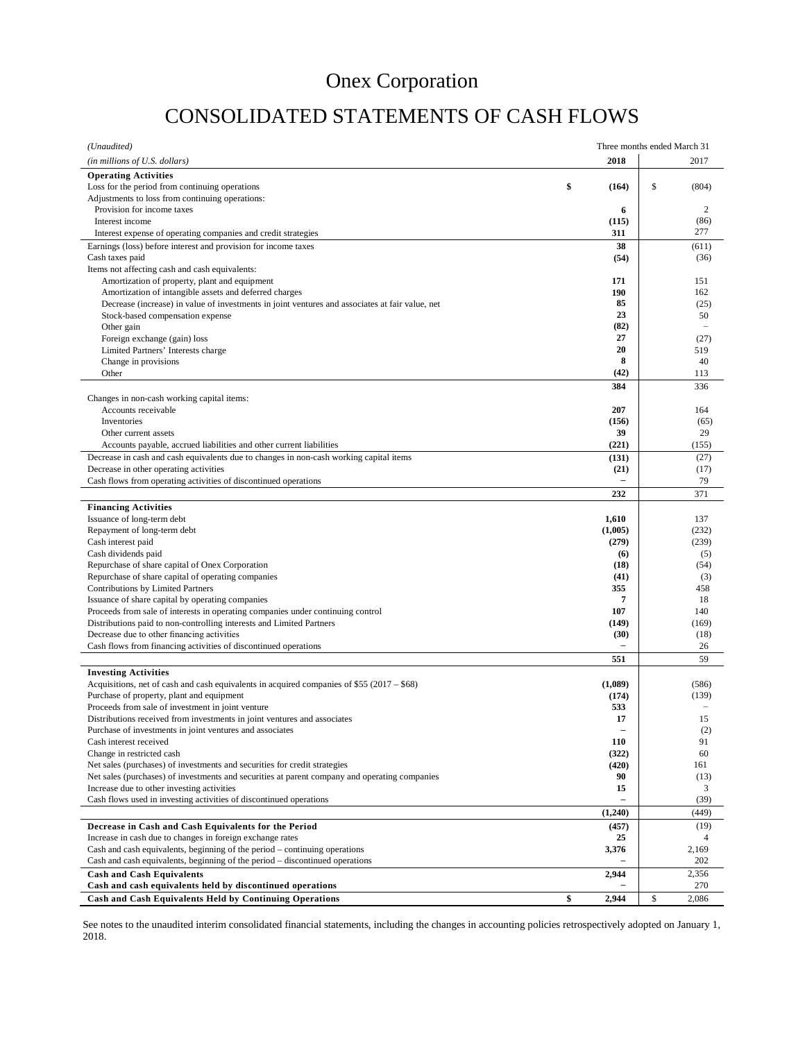# Onex Corporation

## CONSOLIDATED STATEMENTS OF CASH FLOWS

| *(Unaudited)* | Three months ended March 31 | |
|---|---|---|
| *(in millions of U.S. dollars)* | **2018** | 2017 |
| **Operating Activities** | | |
| Loss for the period from continuing operations | **$ (164)** | $ (804) |
| Adjustments to loss from continuing operations: | | |
| Provision for income taxes | **6** | 2 |
| Interest income | **(115)** | (86) |
| Interest expense of operating companies and credit strategies | **311** | 277 |
| Earnings (loss) before interest and provision for income taxes | **38** | (611) |
| Cash taxes paid | **(54)** | (36) |
| Items not affecting cash and cash equivalents: | | |
| Amortization of property, plant and equipment | **171** | 151 |
| Amortization of intangible assets and deferred charges | **190** | 162 |
| Decrease (increase) in value of investments in joint ventures and associates at fair value, net | **85** | (25) |
| Stock-based compensation expense | **23** | 50 |
| Other gain | **(82)** | – |
| Foreign exchange (gain) loss | **27** | (27) |
| Limited Partners' Interests charge | **20** | 519 |
| Change in provisions | **8** | 40 |
| Other | **(42)** | 113 |
| | **384** | 336 |
| Changes in non-cash working capital items: | | |
| Accounts receivable | **207** | 164 |
| Inventories | **(156)** | (65) |
| Other current assets | **39** | 29 |
| Accounts payable, accrued liabilities and other current liabilities | **(221)** | (155) |
| Decrease in cash and cash equivalents due to changes in non-cash working capital items | **(131)** | (27) |
| Decrease in other operating activities | **(21)** | (17) |
| Cash flows from operating activities of discontinued operations | **–** | 79 |
| | **232** | 371 |
| **Financing Activities** | | |
| Issuance of long-term debt | **1,610** | 137 |
| Repayment of long-term debt | **(1,005)** | (232) |
| Cash interest paid | **(279)** | (239) |
| Cash dividends paid | **(6)** | (5) |
| Repurchase of share capital of Onex Corporation | **(18)** | (54) |
| Repurchase of share capital of operating companies | **(41)** | (3) |
| Contributions by Limited Partners | **355** | 458 |
| Issuance of share capital by operating companies | **7** | 18 |
| Proceeds from sale of interests in operating companies under continuing control | **107** | 140 |
| Distributions paid to non-controlling interests and Limited Partners | **(149)** | (169) |
| Decrease due to other financing activities | **(30)** | (18) |
| Cash flows from financing activities of discontinued operations | **–** | 26 |
| | **551** | 59 |
| **Investing Activities** | | |
| Acquisitions, net of cash and cash equivalents in acquired companies of $55 (2017 – $68) | **(1,089)** | (586) |
| Purchase of property, plant and equipment | **(174)** | (139) |
| Proceeds from sale of investment in joint venture | **533** | – |
| Distributions received from investments in joint ventures and associates | **17** | 15 |
| Purchase of investments in joint ventures and associates | **–** | (2) |
| Cash interest received | **110** | 91 |
| Change in restricted cash | **(322)** | 60 |
| Net sales (purchases) of investments and securities for credit strategies | **(420)** | 161 |
| Net sales (purchases) of investments and securities at parent company and operating companies | **90** | (13) |
| Increase due to other investing activities | **15** | 3 |
| Cash flows used in investing activities of discontinued operations | **–** | (39) |
| | **(1,240)** | (449) |
| **Decrease in Cash and Cash Equivalents for the Period** | **(457)** | (19) |
| Increase in cash due to changes in foreign exchange rates | **25** | 4 |
| Cash and cash equivalents, beginning of the period – continuing operations | **3,376** | 2,169 |
| Cash and cash equivalents, beginning of the period – discontinued operations | **–** | 202 |
| **Cash and Cash Equivalents** | **2,944** | 2,356 |
| **Cash and cash equivalents held by discontinued operations** | **–** | 270 |
| **Cash and Cash Equivalents Held by Continuing Operations** | **$ 2,944** | $ 2,086 |

See notes to the unaudited interim consolidated financial statements, including the changes in accounting policies retrospectively adopted on January 1, 2018.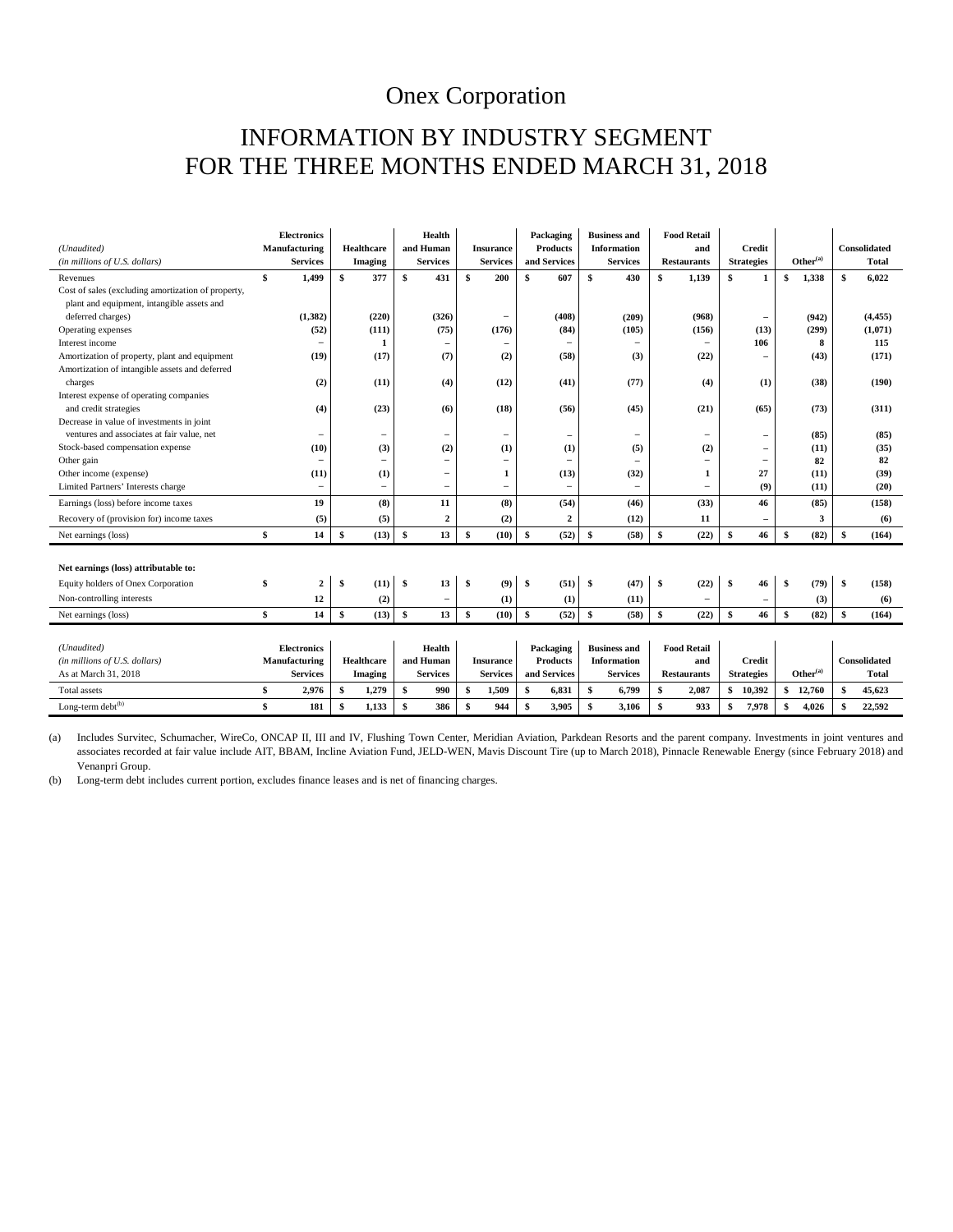# Onex Corporation

## INFORMATION BY INDUSTRY SEGMENT
## FOR THE THREE MONTHS ENDED MARCH 31, 2018

| *(Unaudited)* *(in millions of U.S. dollars)* | Electronics Manufacturing Services | Healthcare Imaging | Health and Human Services | Insurance Services | Packaging Products and Services | Business and Information Services | Food Retail and Restaurants | Credit Strategies | Other(a) | Consolidated Total |
|---|---|---|---|---|---|---|---|---|---|---|
| Revenues | $ 1,499 | $ 377 | $ 431 | $ 200 | $ 607 | $ 430 | $ 1,139 | $ 1 | $ 1,338 | $ 6,022 |
| Cost of sales (excluding amortization of property, plant and equipment, intangible assets and deferred charges) | (1,382) | (220) | (326) | – | (408) | (209) | (968) | – | (942) | (4,455) |
| Operating expenses | (52) | (111) | (75) | (176) | (84) | (105) | (156) | (13) | (299) | (1,071) |
| Interest income | – | 1 | – | – | – | – | – | 106 | 8 | 115 |
| Amortization of property, plant and equipment | (19) | (17) | (7) | (2) | (58) | (3) | (22) | – | (43) | (171) |
| Amortization of intangible assets and deferred charges | (2) | (11) | (4) | (12) | (41) | (77) | (4) | (1) | (38) | (190) |
| Interest expense of operating companies and credit strategies | (4) | (23) | (6) | (18) | (56) | (45) | (21) | (65) | (73) | (311) |
| Decrease in value of investments in joint ventures and associates at fair value, net | – | – | – | – | – | – | – | – | (85) | (85) |
| Stock-based compensation expense | (10) | (3) | (2) | (1) | (1) | (5) | (2) | – | (11) | (35) |
| Other gain | – | – | – | – | – | – | – | – | 82 | 82 |
| Other income (expense) | (11) | (1) | – | 1 | (13) | (32) | 1 | 27 | (11) | (39) |
| Limited Partners' Interests charge | – | – | – | – | – | – | – | (9) | (11) | (20) |
| Earnings (loss) before income taxes | 19 | (8) | 11 | (8) | (54) | (46) | (33) | 46 | (85) | (158) |
| Recovery of (provision for) income taxes | (5) | (5) | 2 | (2) | 2 | (12) | 11 | – | 3 | (6) |
| Net earnings (loss) | $ 14 | $ (13) | $ 13 | $ (10) | $ (52) | $ (58) | $ (22) | $ 46 | $ (82) | $ (164) |
| **Net earnings (loss) attributable to:** | | | | | | | | | | |
| Equity holders of Onex Corporation | $ 2 | $ (11) | $ 13 | $ (9) | $ (51) | $ (47) | $ (22) | $ 46 | $ (79) | $ (158) |
| Non-controlling interests | 12 | (2) | – | (1) | (1) | (11) | – | – | (3) | (6) |
| Net earnings (loss) | $ 14 | $ (13) | $ 13 | $ (10) | $ (52) | $ (58) | $ (22) | $ 46 | $ (82) | $ (164) |

| *(Unaudited)* *(in millions of U.S. dollars)* As at March 31, 2018 | Electronics Manufacturing Services | Healthcare Imaging | Health and Human Services | Insurance Services | Packaging Products and Services | Business and Information Services | Food Retail and Restaurants | Credit Strategies | Other(a) | Consolidated Total |
|---|---|---|---|---|---|---|---|---|---|---|
| Total assets | $ 2,976 | $ 1,279 | $ 990 | $ 1,509 | $ 6,831 | $ 6,799 | $ 2,087 | $ 10,392 | $ 12,760 | $ 45,623 |
| Long-term debt(b) | $ 181 | $ 1,133 | $ 386 | $ 944 | $ 3,905 | $ 3,106 | $ 933 | $ 7,978 | $ 4,026 | $ 22,592 |

(a) Includes Survitec, Schumacher, WireCo, ONCAP II, III and IV, Flushing Town Center, Meridian Aviation, Parkdean Resorts and the parent company. Investments in joint ventures and associates recorded at fair value include AIT, BBAM, Incline Aviation Fund, JELD-WEN, Mavis Discount Tire (up to March 2018), Pinnacle Renewable Energy (since February 2018) and Venanpri Group.

(b) Long-term debt includes current portion, excludes finance leases and is net of financing charges.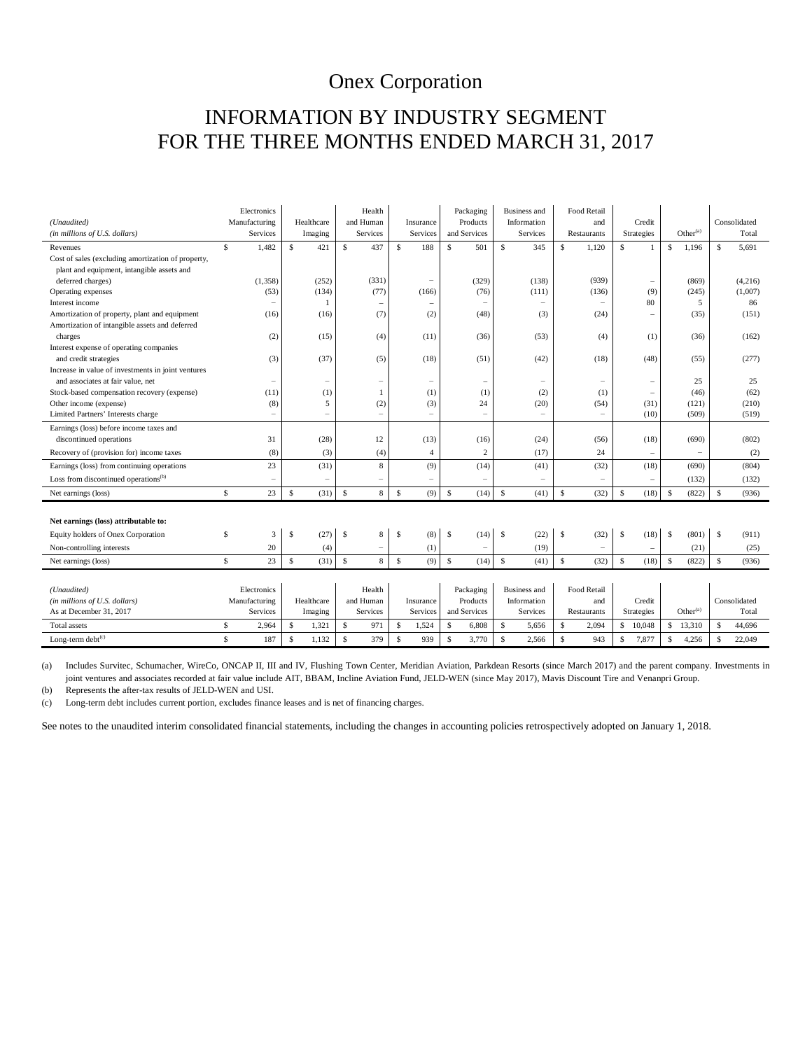# Onex Corporation

# INFORMATION BY INDUSTRY SEGMENT FOR THE THREE MONTHS ENDED MARCH 31, 2017

| *(Unaudited)* *(in millions of U.S. dollars)* | Electronics Manufacturing Services | Healthcare Imaging | Health and Human Services | Insurance Services | Packaging Products and Services | Business and Information Services | Food Retail and Restaurants | Credit Strategies | Other[(a)] | Consolidated Total |
|---|---|---|---|---|---|---|---|---|---|---|
| Revenues | $ 1,482 | $ 421 | $ 437 | $ 188 | $ 501 | $ 345 | $ 1,120 | $ 1 | $ 1,196 | $ 5,691 |
| Cost of sales (excluding amortization of property, plant and equipment, intangible assets and deferred charges) | (1,358) | (252) | (331) | – | (329) | (138) | (939) | – | (869) | (4,216) |
| Operating expenses | (53) | (134) | (77) | (166) | (76) | (111) | (136) | (9) | (245) | (1,007) |
| Interest income | – | 1 | – | – | – | – | – | 80 | 5 | 86 |
| Amortization of property, plant and equipment | (16) | (16) | (7) | (2) | (48) | (3) | (24) | – | (35) | (151) |
| Amortization of intangible assets and deferred charges | (2) | (15) | (4) | (11) | (36) | (53) | (4) | (1) | (36) | (162) |
| Interest expense of operating companies and credit strategies | (3) | (37) | (5) | (18) | (51) | (42) | (18) | (48) | (55) | (277) |
| Increase in value of investments in joint ventures and associates at fair value, net | – | – | – | – | – | – | – | – | 25 | 25 |
| Stock-based compensation recovery (expense) | (11) | (1) | 1 | (1) | (1) | (2) | (1) | – | (46) | (62) |
| Other income (expense) | (8) | 5 | (2) | (3) | 24 | (20) | (54) | (31) | (121) | (210) |
| Limited Partners' Interests charge | – | – | – | – | – | – | – | (10) | (509) | (519) |
| Earnings (loss) before income taxes and discontinued operations | 31 | (28) | 12 | (13) | (16) | (24) | (56) | (18) | (690) | (802) |
| Recovery of (provision for) income taxes | (8) | (3) | (4) | 4 | 2 | (17) | 24 | – | – | (2) |
| Earnings (loss) from continuing operations | 23 | (31) | 8 | (9) | (14) | (41) | (32) | (18) | (690) | (804) |
| Loss from discontinued operations[(b)] | – | – | – | – | – | – | – | – | (132) | (132) |
| Net earnings (loss) | $ 23 | $ (31) | $ 8 | $ (9) | $ (14) | $ (41) | $ (32) | $ (18) | $ (822) | $ (936) |
| **Net earnings (loss) attributable to:** | | | | | | | | | | |
| Equity holders of Onex Corporation | $ 3 | $ (27) | $ 8 | $ (8) | $ (14) | $ (22) | $ (32) | $ (18) | $ (801) | $ (911) |
| Non-controlling interests | 20 | (4) | – | (1) | – | (19) | – | – | (21) | (25) |
| Net earnings (loss) | $ 23 | $ (31) | $ 8 | $ (9) | $ (14) | $ (41) | $ (32) | $ (18) | $ (822) | $ (936) |

| *(Unaudited)* *(in millions of U.S. dollars)* As at December 31, 2017 | Electronics Manufacturing Services | Healthcare Imaging | Health and Human Services | Insurance Services | Packaging Products and Services | Business and Information Services | Food Retail and Restaurants | Credit Strategies | Other[(a)] | Consolidated Total |
|---|---|---|---|---|---|---|---|---|---|---|
| Total assets | $ 2,964 | $ 1,321 | $ 971 | $ 1,524 | $ 6,808 | $ 5,656 | $ 2,094 | $ 10,048 | $ 13,310 | $ 44,696 |
| Long-term debt[(c)] | $ 187 | $ 1,132 | $ 379 | $ 939 | $ 3,770 | $ 2,566 | $ 943 | $ 7,877 | $ 4,256 | $ 22,049 |

(a) Includes Survitec, Schumacher, WireCo, ONCAP II, III and IV, Flushing Town Center, Meridian Aviation, Parkdean Resorts (since March 2017) and the parent company. Investments in joint ventures and associates recorded at fair value include AIT, BBAM, Incline Aviation Fund, JELD-WEN (since May 2017), Mavis Discount Tire and Venanpri Group.

(b) Represents the after-tax results of JELD-WEN and USI.

(c) Long-term debt includes current portion, excludes finance leases and is net of financing charges.

See notes to the unaudited interim consolidated financial statements, including the changes in accounting policies retrospectively adopted on January 1, 2018.